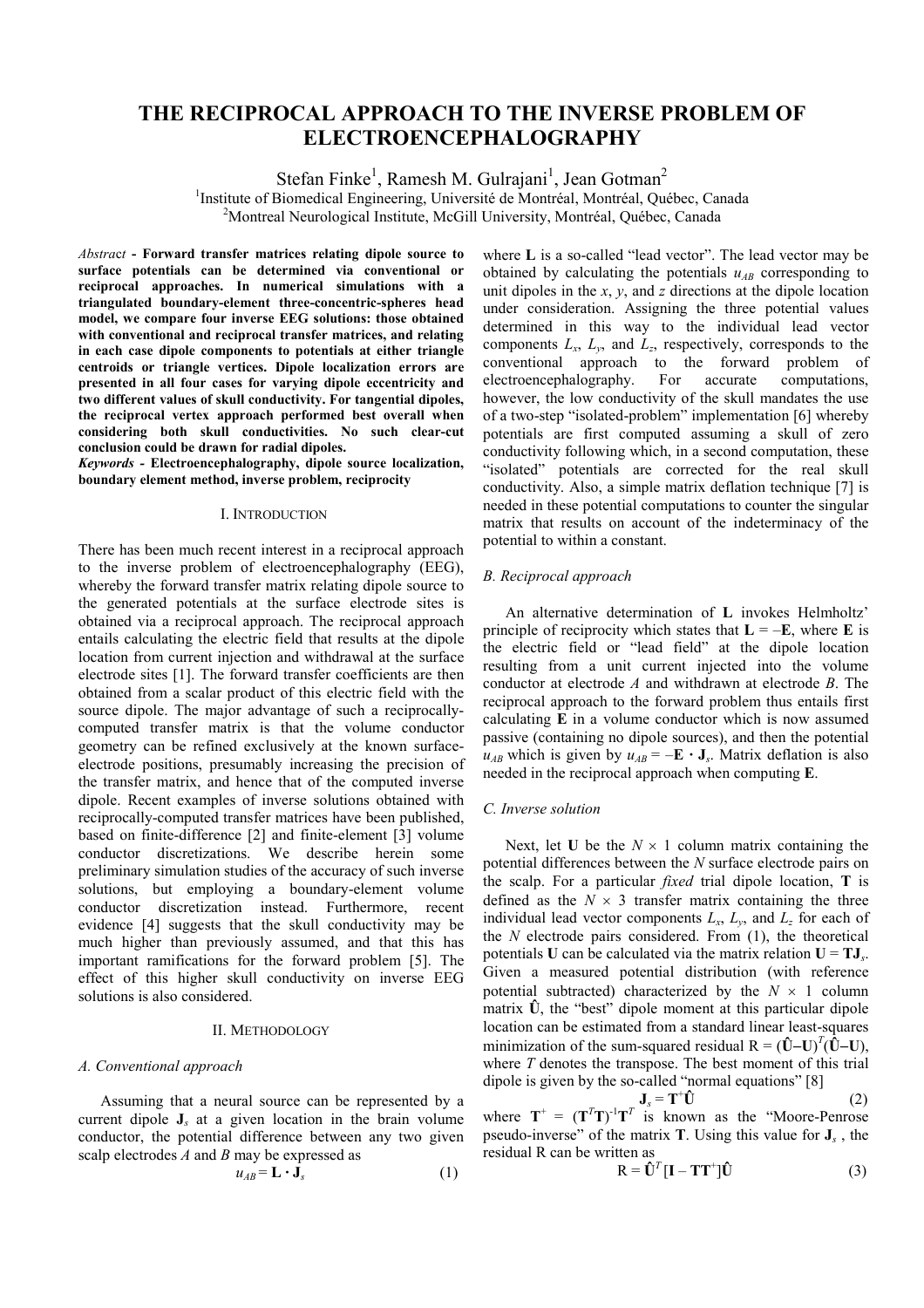# THE RECIPROCAL APPROACH TO THE INVERSE PROBLEM OF ELECTROENCEPHALOGRAPHY

Stefan Finke[1], Ramesh M. Gulrajani[1], Jean Gotman[2]

[1]Institute of Biomedical Engineering, Université de Montréal, Montréal, Québec, Canada
[2]Montreal Neurological Institute, McGill University, Montréal, Québec, Canada

*Abstract* - **Forward transfer matrices relating dipole source to surface potentials can be determined via conventional or reciprocal approaches. In numerical simulations with a triangulated boundary-element three-concentric-spheres head model, we compare four inverse EEG solutions: those obtained with conventional and reciprocal transfer matrices, and relating in each case dipole components to potentials at either triangle centroids or triangle vertices. Dipole localization errors are presented in all four cases for varying dipole eccentricity and two different values of skull conductivity. For tangential dipoles, the reciprocal vertex approach performed best overall when considering both skull conductivities. No such clear-cut conclusion could be drawn for radial dipoles.**

*Keywords* - **Electroencephalography, dipole source localization, boundary element method, inverse problem, reciprocity**

## I. Introduction

There has been much recent interest in a reciprocal approach to the inverse problem of electroencephalography (EEG), whereby the forward transfer matrix relating dipole source to the generated potentials at the surface electrode sites is obtained via a reciprocal approach. The reciprocal approach entails calculating the electric field that results at the dipole location from current injection and withdrawal at the surface electrode sites [1]. The forward transfer coefficients are then obtained from a scalar product of this electric field with the source dipole. The major advantage of such a reciprocally-computed transfer matrix is that the volume conductor geometry can be refined exclusively at the known surface-electrode positions, presumably increasing the precision of the transfer matrix, and hence that of the computed inverse dipole. Recent examples of inverse solutions obtained with reciprocally-computed transfer matrices have been published, based on finite-difference [2] and finite-element [3] volume conductor discretizations. We describe herein some preliminary simulation studies of the accuracy of such inverse solutions, but employing a boundary-element volume conductor discretization instead. Furthermore, recent evidence [4] suggests that the skull conductivity may be much higher than previously assumed, and that this has important ramifications for the forward problem [5]. The effect of this higher skull conductivity on inverse EEG solutions is also considered.

## II. Methodology

### A. Conventional approach

Assuming that a neural source can be represented by a current dipole $\mathbf{J}_s$ at a given location in the brain volume conductor, the potential difference between any two given scalp electrodes $A$ and $B$ may be expressed as

$$u_{AB} = \mathbf{L} \cdot \mathbf{J}_s \tag{1}$$

where $\mathbf{L}$ is a so-called "lead vector". The lead vector may be obtained by calculating the potentials $u_{AB}$ corresponding to unit dipoles in the $x$, $y$, and $z$ directions at the dipole location under consideration. Assigning the three potential values determined in this way to the individual lead vector components $L_x$, $L_y$, and $L_z$, respectively, corresponds to the conventional approach to the forward problem of electroencephalography. For accurate computations, however, the low conductivity of the skull mandates the use of a two-step "isolated-problem" implementation [6] whereby potentials are first computed assuming a skull of zero conductivity following which, in a second computation, these "isolated" potentials are corrected for the real skull conductivity. Also, a simple matrix deflation technique [7] is needed in these potential computations to counter the singular matrix that results on account of the indeterminacy of the potential to within a constant.

### B. Reciprocal approach

An alternative determination of $\mathbf{L}$ invokes Helmholtz' principle of reciprocity which states that $\mathbf{L} = -\mathbf{E}$, where $\mathbf{E}$ is the electric field or "lead field" at the dipole location resulting from a unit current injected into the volume conductor at electrode $A$ and withdrawn at electrode $B$. The reciprocal approach to the forward problem thus entails first calculating $\mathbf{E}$ in a volume conductor which is now assumed passive (containing no dipole sources), and then the potential $u_{AB}$ which is given by $u_{AB} = -\mathbf{E} \cdot \mathbf{J}_s$. Matrix deflation is also needed in the reciprocal approach when computing $\mathbf{E}$.

### C. Inverse solution

Next, let $\mathbf{U}$ be the $N \times 1$ column matrix containing the potential differences between the $N$ surface electrode pairs on the scalp. For a particular *fixed* trial dipole location, $\mathbf{T}$ is defined as the $N \times 3$ transfer matrix containing the three individual lead vector components $L_x$, $L_y$, and $L_z$ for each of the $N$ electrode pairs considered. From (1), the theoretical potentials $\mathbf{U}$ can be calculated via the matrix relation $\mathbf{U} = \mathbf{T}\mathbf{J}_s$. Given a measured potential distribution (with reference potential subtracted) characterized by the $N \times 1$ column matrix $\hat{\mathbf{U}}$, the "best" dipole moment at this particular dipole location can be estimated from a standard linear least-squares minimization of the sum-squared residual $R = (\hat{\mathbf{U}}-\mathbf{U})^T(\hat{\mathbf{U}}-\mathbf{U})$, where $T$ denotes the transpose. The best moment of this trial dipole is given by the so-called "normal equations" [8]

$$\mathbf{J}_s = \mathbf{T}^+\hat{\mathbf{U}} \tag{2}$$

where $\mathbf{T}^+ = (\mathbf{T}^T\mathbf{T})^{-1}\mathbf{T}^T$ is known as the "Moore-Penrose pseudo-inverse" of the matrix $\mathbf{T}$. Using this value for $\mathbf{J}_s$, the residual R can be written as

$$R = \hat{\mathbf{U}}^T[\mathbf{I} - \mathbf{T}\mathbf{T}^+]\hat{\mathbf{U}} \tag{3}$$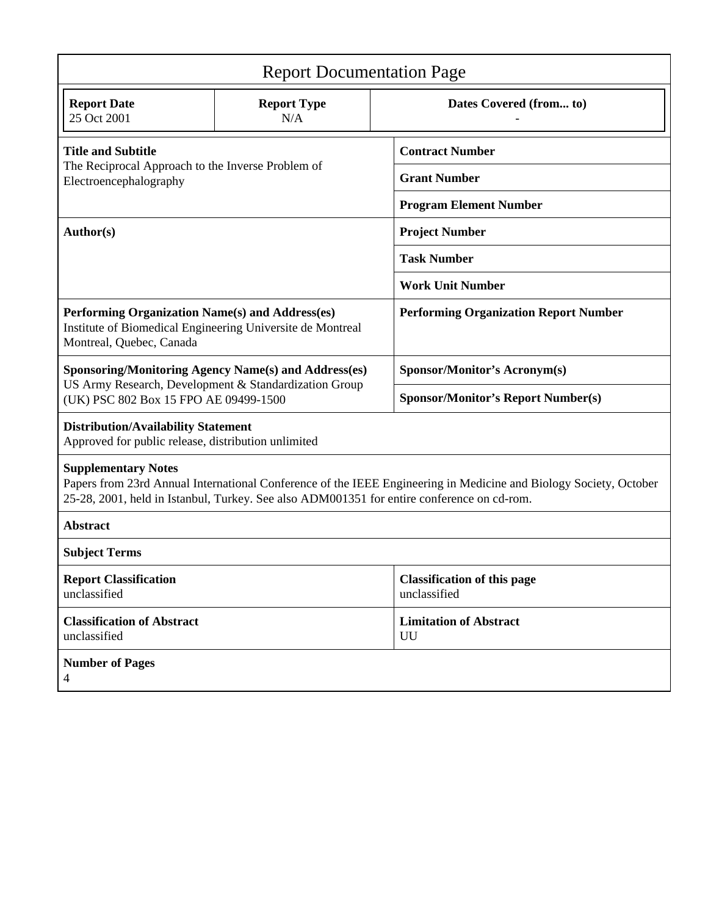# Report Documentation Page

| Report Date | Report Type | Dates Covered (from... to) |
|---|---|---|
| 25 Oct 2001 | N/A | - |

| | |
|---|---|
| **Title and Subtitle**<br>The Reciprocal Approach to the Inverse Problem of Electroencephalography | **Contract Number** |
| | **Grant Number** |
| | **Program Element Number** |
| **Author(s)** | **Project Number** |
| | **Task Number** |
| | **Work Unit Number** |
| **Performing Organization Name(s) and Address(es)**<br>Institute of Biomedical Engineering Universite de Montreal Montreal, Quebec, Canada | **Performing Organization Report Number** |
| **Sponsoring/Monitoring Agency Name(s) and Address(es)**<br>US Army Research, Development & Standardization Group (UK) PSC 802 Box 15 FPO AE 09499-1500 | **Sponsor/Monitor's Acronym(s)** |
| | **Sponsor/Monitor's Report Number(s)** |

**Distribution/Availability Statement**
Approved for public release, distribution unlimited

**Supplementary Notes**
Papers from 23rd Annual International Conference of the IEEE Engineering in Medicine and Biology Society, October 25-28, 2001, held in Istanbul, Turkey. See also ADM001351 for entire conference on cd-rom.

**Abstract**

**Subject Terms**

| | |
|---|---|
| **Report Classification**<br>unclassified | **Classification of this page**<br>unclassified |
| **Classification of Abstract**<br>unclassified | **Limitation of Abstract**<br>UU |

**Number of Pages**
4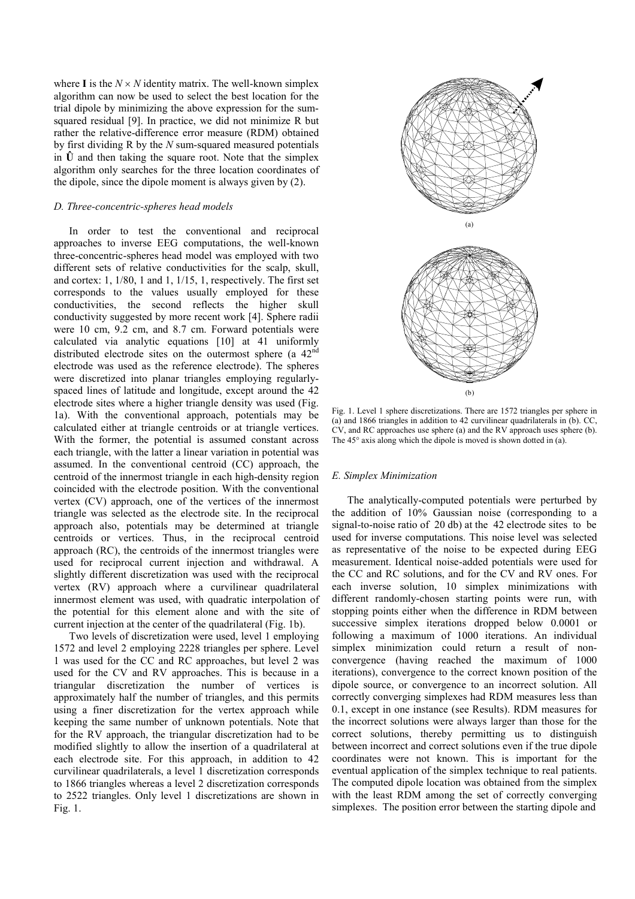where $\mathbf{I}$ is the $N \times N$ identity matrix. The well-known simplex algorithm can now be used to select the best location for the trial dipole by minimizing the above expression for the sum-squared residual [9]. In practice, we did not minimize R but rather the relative-difference error measure (RDM) obtained by first dividing R by the $N$ sum-squared measured potentials in $\hat{\mathbf{U}}$ and then taking the square root. Note that the simplex algorithm only searches for the three location coordinates of the dipole, since the dipole moment is always given by (2).

### *D. Three-concentric-spheres head models*

In order to test the conventional and reciprocal approaches to inverse EEG computations, the well-known three-concentric-spheres head model was employed with two different sets of relative conductivities for the scalp, skull, and cortex: 1, 1/80, 1 and 1, 1/15, 1, respectively. The first set corresponds to the values usually employed for these conductivities, the second reflects the higher skull conductivity suggested by more recent work [4]. Sphere radii were 10 cm, 9.2 cm, and 8.7 cm. Forward potentials were calculated via analytic equations [10] at 41 uniformly distributed electrode sites on the outermost sphere (a 42nd electrode was used as the reference electrode). The spheres were discretized into planar triangles employing regularly-spaced lines of latitude and longitude, except around the 42 electrode sites where a higher triangle density was used (Fig. 1a). With the conventional approach, potentials may be calculated either at triangle centroids or at triangle vertices. With the former, the potential is assumed constant across each triangle, with the latter a linear variation in potential was assumed. In the conventional centroid (CC) approach, the centroid of the innermost triangle in each high-density region coincided with the electrode position. With the conventional vertex (CV) approach, one of the vertices of the innermost triangle was selected as the electrode site. In the reciprocal approach also, potentials may be determined at triangle centroids or vertices. Thus, in the reciprocal centroid approach (RC), the centroids of the innermost triangles were used for reciprocal current injection and withdrawal. A slightly different discretization was used with the reciprocal vertex (RV) approach where a curvilinear quadrilateral innermost element was used, with quadratic interpolation of the potential for this element alone and with the site of current injection at the center of the quadrilateral (Fig. 1b).

Two levels of discretization were used, level 1 employing 1572 and level 2 employing 2228 triangles per sphere. Level 1 was used for the CC and RC approaches, but level 2 was used for the CV and RV approaches. This is because in a triangular discretization the number of vertices is approximately half the number of triangles, and this permits using a finer discretization for the vertex approach while keeping the same number of unknown potentials. Note that for the RV approach, the triangular discretization had to be modified slightly to allow the insertion of a quadrilateral at each electrode site. For this approach, in addition to 42 curvilinear quadrilaterals, a level 1 discretization corresponds to 1866 triangles whereas a level 2 discretization corresponds to 2522 triangles. Only level 1 discretizations are shown in Fig. 1.

(a)

(b)

Fig. 1. Level 1 sphere discretizations. There are 1572 triangles per sphere in (a) and 1866 triangles in addition to 42 curvilinear quadrilaterals in (b). CC, CV, and RC approaches use sphere (a) and the RV approach uses sphere (b). The 45° axis along which the dipole is moved is shown dotted in (a).

### *E. Simplex Minimization*

The analytically-computed potentials were perturbed by the addition of 10% Gaussian noise (corresponding to a signal-to-noise ratio of 20 db) at the 42 electrode sites to be used for inverse computations. This noise level was selected as representative of the noise to be expected during EEG measurement. Identical noise-added potentials were used for the CC and RC solutions, and for the CV and RV ones. For each inverse solution, 10 simplex minimizations with different randomly-chosen starting points were run, with stopping points either when the difference in RDM between successive simplex iterations dropped below 0.0001 or following a maximum of 1000 iterations. An individual simplex minimization could return a result of non-convergence (having reached the maximum of 1000 iterations), convergence to the correct known position of the dipole source, or convergence to an incorrect solution. All correctly converging simplexes had RDM measures less than 0.1, except in one instance (see Results). RDM measures for the incorrect solutions were always larger than those for the correct solutions, thereby permitting us to distinguish between incorrect and correct solutions even if the true dipole coordinates were not known. This is important for the eventual application of the simplex technique to real patients. The computed dipole location was obtained from the simplex with the least RDM among the set of correctly converging simplexes. The position error between the starting dipole and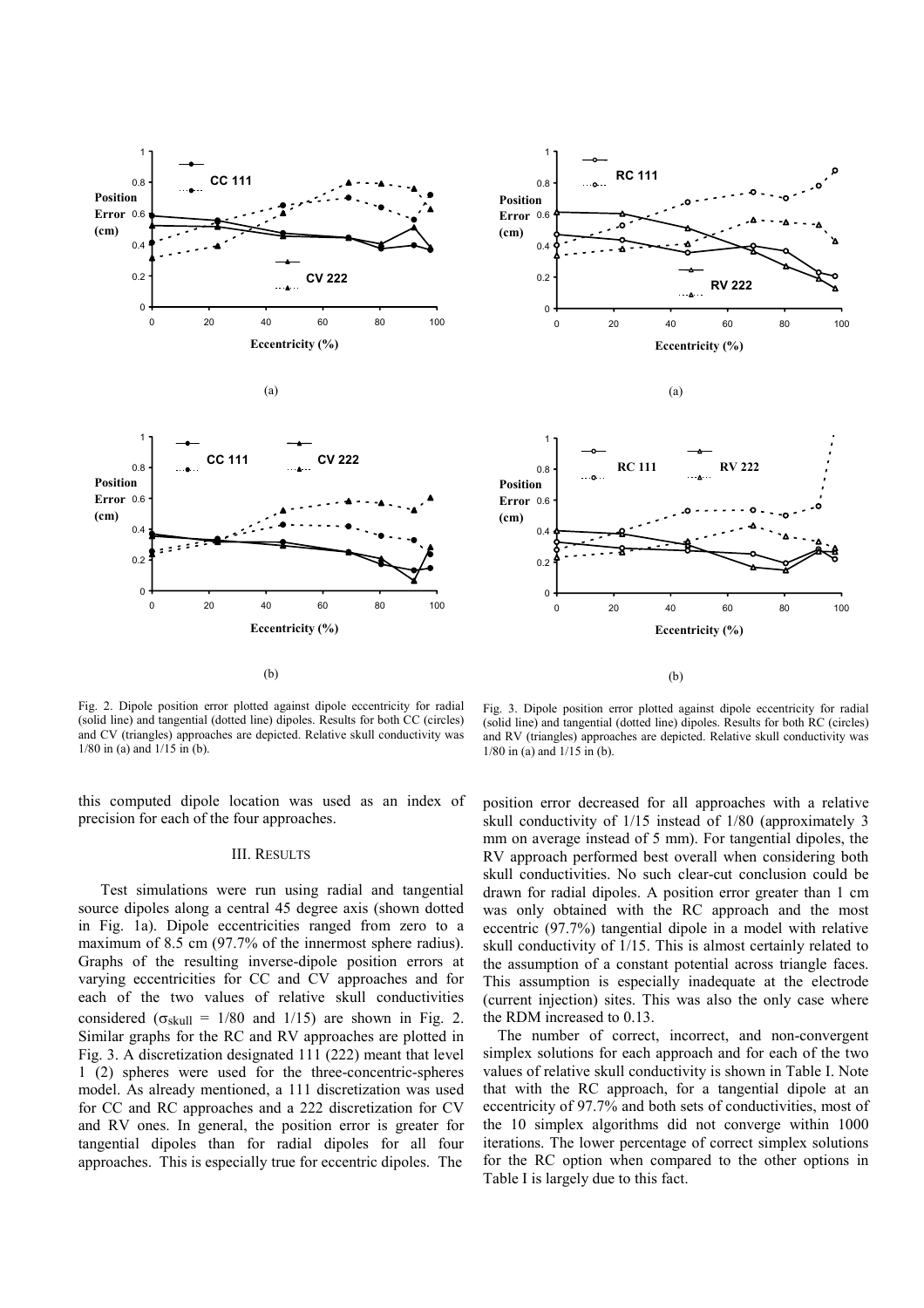Fig. 2. Dipole position error plotted against dipole eccentricity for radial (solid line) and tangential (dotted line) dipoles. Results for both CC (circles) and CV (triangles) approaches are depicted. Relative skull conductivity was 1/80 in (a) and 1/15 in (b).

Fig. 3. Dipole position error plotted against dipole eccentricity for radial (solid line) and tangential (dotted line) dipoles. Results for both RC (circles) and RV (triangles) approaches are depicted. Relative skull conductivity was 1/80 in (a) and 1/15 in (b).

this computed dipole location was used as an index of precision for each of the four approaches.

## III. Results

Test simulations were run using radial and tangential source dipoles along a central 45 degree axis (shown dotted in Fig. 1a). Dipole eccentricities ranged from zero to a maximum of 8.5 cm (97.7% of the innermost sphere radius). Graphs of the resulting inverse-dipole position errors at varying eccentricities for CC and CV approaches and for each of the two values of relative skull conductivities considered ($\sigma_{skull}$ = 1/80 and 1/15) are shown in Fig. 2. Similar graphs for the RC and RV approaches are plotted in Fig. 3. A discretization designated 111 (222) meant that level 1 (2) spheres were used for the three-concentric-spheres model. As already mentioned, a 111 discretization was used for CC and RC approaches and a 222 discretization for CV and RV ones. In general, the position error is greater for tangential dipoles than for radial dipoles for all four approaches. This is especially true for eccentric dipoles. The position error decreased for all approaches with a relative skull conductivity of 1/15 instead of 1/80 (approximately 3 mm on average instead of 5 mm). For tangential dipoles, the RV approach performed best overall when considering both skull conductivities. No such clear-cut conclusion could be drawn for radial dipoles. A position error greater than 1 cm was only obtained with the RC approach and the most eccentric (97.7%) tangential dipole in a model with relative skull conductivity of 1/15. This is almost certainly related to the assumption of a constant potential across triangle faces. This assumption is especially inadequate at the electrode (current injection) sites. This was also the only case where the RDM increased to 0.13.

The number of correct, incorrect, and non-convergent simplex solutions for each approach and for each of the two values of relative skull conductivity is shown in Table I. Note that with the RC approach, for a tangential dipole at an eccentricity of 97.7% and both sets of conductivities, most of the 10 simplex algorithms did not converge within 1000 iterations. The lower percentage of correct simplex solutions for the RC option when compared to the other options in Table I is largely due to this fact.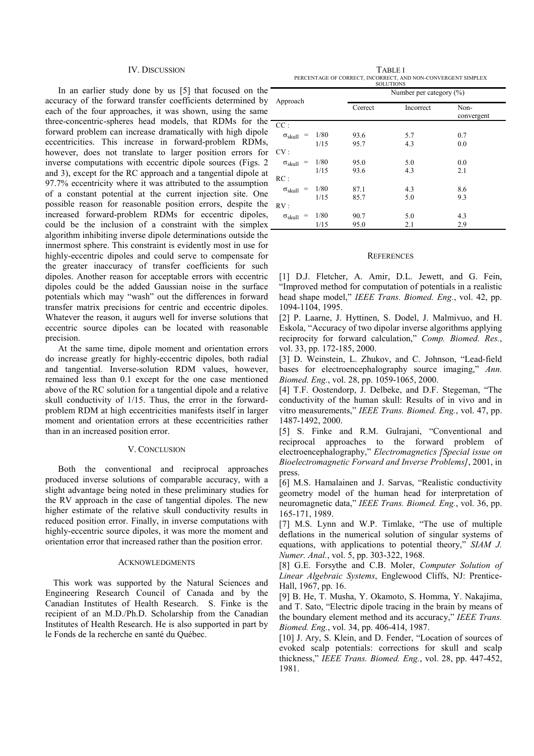## IV. Discussion

In an earlier study done by us [5] that focused on the accuracy of the forward transfer coefficients determined by each of the four approaches, it was shown, using the same three-concentric-spheres head models, that RDMs for the forward problem can increase dramatically with high dipole eccentricities. This increase in forward-problem RDMs, however, does not translate to larger position errors for inverse computations with eccentric dipole sources (Figs. 2 and 3), except for the RC approach and a tangential dipole at 97.7% eccentricity where it was attributed to the assumption of a constant potential at the current injection site. One possible reason for reasonable position errors, despite the increased forward-problem RDMs for eccentric dipoles, could be the inclusion of a constraint with the simplex algorithm inhibiting inverse dipole determinations outside the innermost sphere. This constraint is evidently most in use for highly-eccentric dipoles and could serve to compensate for the greater inaccuracy of transfer coefficients for such dipoles. Another reason for acceptable errors with eccentric dipoles could be the added Gaussian noise in the surface potentials which may "wash" out the differences in forward transfer matrix precisions for centric and eccentric dipoles. Whatever the reason, it augurs well for inverse solutions that eccentric source dipoles can be located with reasonable precision.

At the same time, dipole moment and orientation errors do increase greatly for highly-eccentric dipoles, both radial and tangential. Inverse-solution RDM values, however, remained less than 0.1 except for the one case mentioned above of the RC solution for a tangential dipole and a relative skull conductivity of 1/15. Thus, the error in the forward-problem RDM at high eccentricities manifests itself in larger moment and orientation errors at these eccentricities rather than in an increased position error.

## V. Conclusion

Both the conventional and reciprocal approaches produced inverse solutions of comparable accuracy, with a slight advantage being noted in these preliminary studies for the RV approach in the case of tangential dipoles. The new higher estimate of the relative skull conductivity results in reduced position error. Finally, in inverse computations with highly-eccentric source dipoles, it was more the moment and orientation error that increased rather than the position error.

## Acknowledgments

This work was supported by the Natural Sciences and Engineering Research Council of Canada and by the Canadian Institutes of Health Research. S. Finke is the recipient of an M.D./Ph.D. Scholarship from the Canadian Institutes of Health Research. He is also supported in part by le Fonds de la recherche en santé du Québec.

TABLE I
PERCENTAGE OF CORRECT, INCORRECT, AND NON-CONVERGENT SIMPLEX SOLUTIONS

| Approach | | Number per category (%) | | |
|---|---|---|---|---|
| | | Correct | Incorrect | Non-convergent |
| CC : | | | | |
| $\sigma_{skull}$ = | 1/80 | 93.6 | 5.7 | 0.7 |
| | 1/15 | 95.7 | 4.3 | 0.0 |
| CV : | | | | |
| $\sigma_{skull}$ = | 1/80 | 95.0 | 5.0 | 0.0 |
| | 1/15 | 93.6 | 4.3 | 2.1 |
| RC : | | | | |
| $\sigma_{skull}$ = | 1/80 | 87.1 | 4.3 | 8.6 |
| | 1/15 | 85.7 | 5.0 | 9.3 |
| RV : | | | | |
| $\sigma_{skull}$ = | 1/80 | 90.7 | 5.0 | 4.3 |
| | 1/15 | 95.0 | 2.1 | 2.9 |

## References

[1] D.J. Fletcher, A. Amir, D.L. Jewett, and G. Fein, "Improved method for computation of potentials in a realistic head shape model," *IEEE Trans. Biomed. Eng.*, vol. 42, pp. 1094-1104, 1995.

[2] P. Laarne, J. Hyttinen, S. Dodel, J. Malmivuo, and H. Eskola, "Accuracy of two dipolar inverse algorithms applying reciprocity for forward calculation," *Comp. Biomed. Res.*, vol. 33, pp. 172-185, 2000.

[3] D. Weinstein, L. Zhukov, and C. Johnson, "Lead-field bases for electroencephalography source imaging," *Ann. Biomed. Eng.*, vol. 28, pp. 1059-1065, 2000.

[4] T.F. Oostendorp, J. Delbeke, and D.F. Stegeman, "The conductivity of the human skull: Results of in vivo and in vitro measurements," *IEEE Trans. Biomed. Eng.*, vol. 47, pp. 1487-1492, 2000.

[5] S. Finke and R.M. Gulrajani, "Conventional and reciprocal approaches to the forward problem of electroencephalography," *Electromagnetics [Special issue on Bioelectromagnetic Forward and Inverse Problems]*, 2001, in press.

[6] M.S. Hamalainen and J. Sarvas, "Realistic conductivity geometry model of the human head for interpretation of neuromagnetic data," *IEEE Trans. Biomed. Eng.*, vol. 36, pp. 165-171, 1989.

[7] M.S. Lynn and W.P. Timlake, "The use of multiple deflations in the numerical solution of singular systems of equations, with applications to potential theory," *SIAM J. Numer. Anal.*, vol. 5, pp. 303-322, 1968.

[8] G.E. Forsythe and C.B. Moler, *Computer Solution of Linear Algebraic Systems*, Englewood Cliffs, NJ: Prentice-Hall, 1967, pp. 16.

[9] B. He, T. Musha, Y. Okamoto, S. Homma, Y. Nakajima, and T. Sato, "Electric dipole tracing in the brain by means of the boundary element method and its accuracy," *IEEE Trans. Biomed. Eng.*, vol. 34, pp. 406-414, 1987.

[10] J. Ary, S. Klein, and D. Fender, "Location of sources of evoked scalp potentials: corrections for skull and scalp thickness," *IEEE Trans. Biomed. Eng.*, vol. 28, pp. 447-452, 1981.